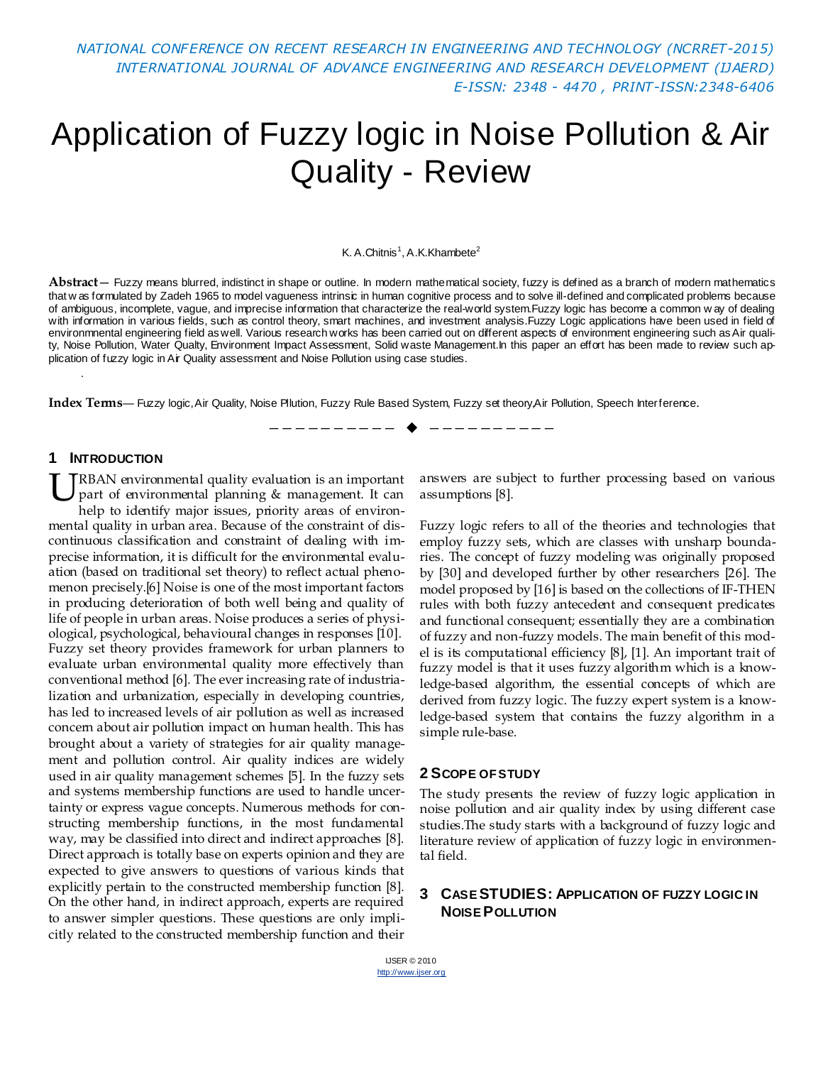# Application of Fuzzy logic in Noise Pollution & Air Quality - Review

K. A.Chitnis[1], A.K.Khambete[2]

**Abstract**— Fuzzy means blurred, indistinct in shape or outline. In modern mathematical society, fuzzy is defined as a branch of modern mathematics that was formulated by Zadeh 1965 to model vagueness intrinsic in human cognitive process and to solve ill-defined and complicated problems because of ambiguous, incomplete, vague, and imprecise information that characterize the real-world system.Fuzzy logic has become a common way of dealing with information in various fields, such as control theory, smart machines, and investment analysis.Fuzzy Logic applications have been used in field of environmnental engineering field as well. Various research works has been carried out on different aspects of environment engineering such as Air quality, Noise Pollution, Water Qualty, Environment Impact Assessment, Solid waste Management.In this paper an effort has been made to review such application of fuzzy logic in Air Quality assessment and Noise Pollution using case studies.

**Index Terms**— Fuzzy logic, Air Quality, Noise Pllution, Fuzzy Rule Based System, Fuzzy set theory,Air Pollution, Speech Interference.

## 1 Introduction

URBAN environmental quality evaluation is an important part of environmental planning & management. It can help to identify major issues, priority areas of environmental quality in urban area. Because of the constraint of discontinuous classification and constraint of dealing with imprecise information, it is difficult for the environmental evaluation (based on traditional set theory) to reflect actual phenomenon precisely.[6] Noise is one of the most important factors in producing deterioration of both well being and quality of life of people in urban areas. Noise produces a series of physiological, psychological, behavioural changes in responses [10]. Fuzzy set theory provides framework for urban planners to evaluate urban environmental quality more effectively than conventional method [6]. The ever increasing rate of industrialization and urbanization, especially in developing countries, has led to increased levels of air pollution as well as increased concern about air pollution impact on human health. This has brought about a variety of strategies for air quality management and pollution control. Air quality indices are widely used in air quality management schemes [5]. In the fuzzy sets and systems membership functions are used to handle uncertainty or express vague concepts. Numerous methods for constructing membership functions, in the most fundamental way, may be classified into direct and indirect approaches [8]. Direct approach is totally base on experts opinion and they are expected to give answers to questions of various kinds that explicitly pertain to the constructed membership function [8]. On the other hand, in indirect approach, experts are required to answer simpler questions. These questions are only implicitly related to the constructed membership function and their answers are subject to further processing based on various assumptions [8].

Fuzzy logic refers to all of the theories and technologies that employ fuzzy sets, which are classes with unsharp boundaries. The concept of fuzzy modeling was originally proposed by [30] and developed further by other researchers [26]. The model proposed by [16] is based on the collections of IF-THEN rules with both fuzzy antecedent and consequent predicates and functional consequent; essentially they are a combination of fuzzy and non-fuzzy models. The main benefit of this model is its computational efficiency [8], [1]. An important trait of fuzzy model is that it uses fuzzy algorithm which is a knowledge-based algorithm, the essential concepts of which are derived from fuzzy logic. The fuzzy expert system is a knowledge-based system that contains the fuzzy algorithm in a simple rule-base.

## 2 Scope of Study

The study presents the review of fuzzy logic application in noise pollution and air quality index by using different case studies.The study starts with a background of fuzzy logic and literature review of application of fuzzy logic in environmental field.

## 3 Case Studies: Application of Fuzzy Logic in Noise Pollution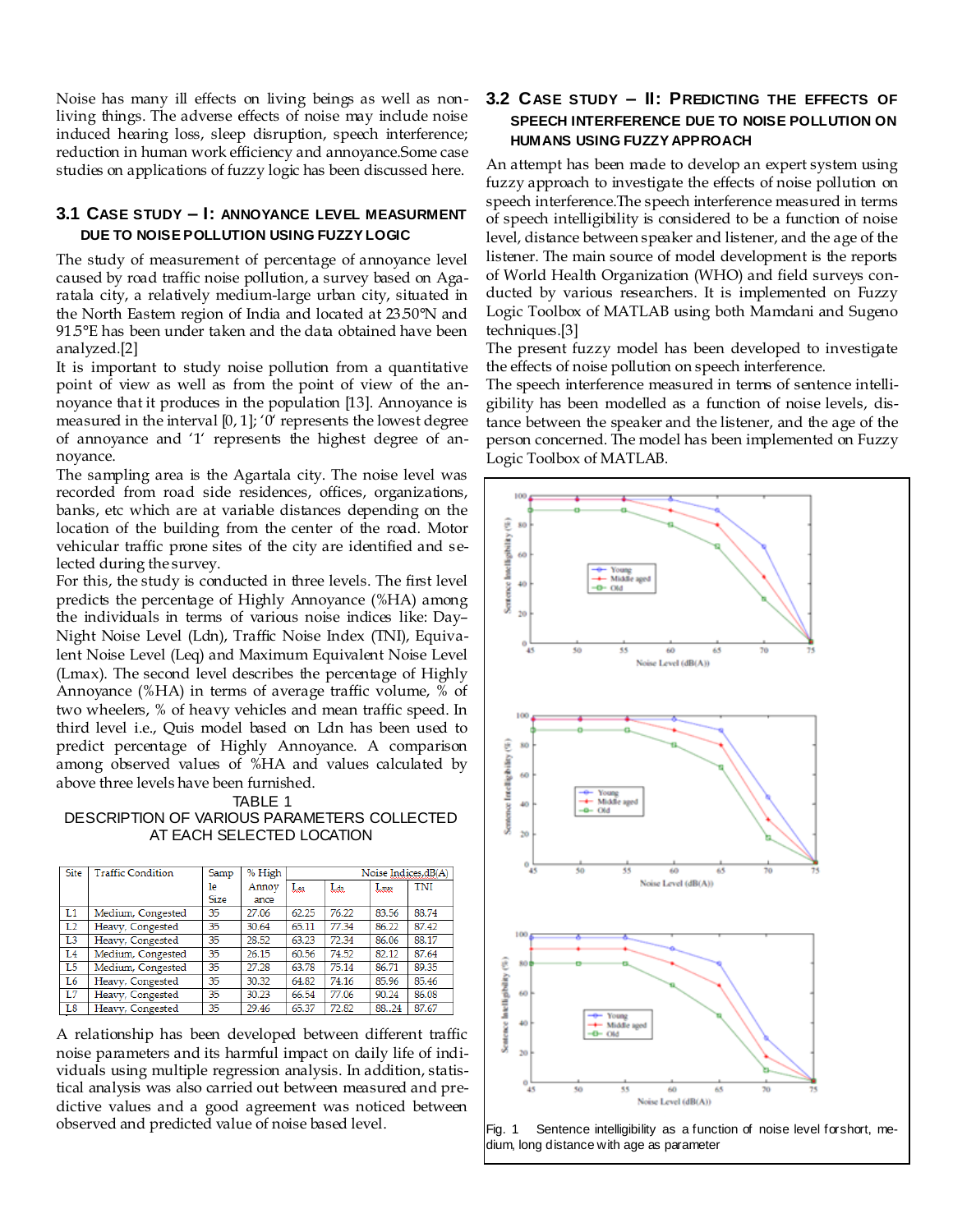Noise has many ill effects on living beings as well as non-living things. The adverse effects of noise may include noise induced hearing loss, sleep disruption, speech interference; reduction in human work efficiency and annoyance.Some case studies on applications of fuzzy logic has been discussed here.

### 3.1 Case Study – I: Annoyance Level Measurment due to Noise Pollution Using Fuzzy Logic

The study of measurement of percentage of annoyance level caused by road traffic noise pollution, a survey based on Agaratala city, a relatively medium-large urban city, situated in the North Eastern region of India and located at 23.50°N and 91.5°E has been under taken and the data obtained have been analyzed.[2]

It is important to study noise pollution from a quantitative point of view as well as from the point of view of the annoyance that it produces in the population [13]. Annoyance is measured in the interval [0, 1]; '0' represents the lowest degree of annoyance and '1' represents the highest degree of annoyance.

The sampling area is the Agartala city. The noise level was recorded from road side residences, offices, organizations, banks, etc which are at variable distances depending on the location of the building from the center of the road. Motor vehicular traffic prone sites of the city are identified and selected during the survey.

For this, the study is conducted in three levels. The first level predicts the percentage of Highly Annoyance (%HA) among the individuals in terms of various noise indices like: Day–Night Noise Level (Ldn), Traffic Noise Index (TNI), Equivalent Noise Level (Leq) and Maximum Equivalent Noise Level (Lmax). The second level describes the percentage of Highly Annoyance (%HA) in terms of average traffic volume, % of two wheelers, % of heavy vehicles and mean traffic speed. In third level i.e., Quis model based on Ldn has been used to predict percentage of Highly Annoyance. A comparison among observed values of %HA and values calculated by above three levels have been furnished.

TABLE 1
DESCRIPTION OF VARIOUS PARAMETERS COLLECTED AT EACH SELECTED LOCATION

| Site | Traffic Condition | Sample Size | % High Annoyance | Noise Indices,dB(A) | | | |
|---|---|---|---|---|---|---|---|
| | | | | $L_{eq}$ | $L_{dn}$ | $L_{max}$ | TNI |
| L1 | Medium, Congested | 35 | 27.06 | 62.25 | 76.22 | 83.56 | 88.74 |
| L2 | Heavy, Congested | 35 | 30.64 | 65.11 | 77.34 | 86.22 | 87.42 |
| L3 | Heavy, Congested | 35 | 28.52 | 63.23 | 72.34 | 86.06 | 88.17 |
| L4 | Medium, Congested | 35 | 26.15 | 60.56 | 74.52 | 82.12 | 87.64 |
| L5 | Medium, Congested | 35 | 27.28 | 63.78 | 75.14 | 86.71 | 89.35 |
| L6 | Heavy, Congested | 35 | 30.32 | 64.82 | 74.16 | 85.96 | 85.46 |
| L7 | Heavy, Congested | 35 | 30.23 | 66.54 | 77.06 | 90.24 | 86.08 |
| L8 | Heavy, Congested | 35 | 29.46 | 65.37 | 72.82 | 88..24 | 87.67 |

A relationship has been developed between different traffic noise parameters and its harmful impact on daily life of individuals using multiple regression analysis. In addition, statistical analysis was also carried out between measured and predictive values and a good agreement was noticed between observed and predicted value of noise based level.

### 3.2 Case Study – II: Predicting the Effects of Speech Interference due to Noise Pollution on Humans Using Fuzzy Approach

An attempt has been made to develop an expert system using fuzzy approach to investigate the effects of noise pollution on speech interference.The speech interference measured in terms of speech intelligibility is considered to be a function of noise level, distance between speaker and listener, and the age of the listener. The main source of model development is the reports of World Health Organization (WHO) and field surveys conducted by various researchers. It is implemented on Fuzzy Logic Toolbox of MATLAB using both Mamdani and Sugeno techniques.[3]

The present fuzzy model has been developed to investigate the effects of noise pollution on speech interference.

The speech interference measured in terms of sentence intelligibility has been modelled as a function of noise levels, distance between the speaker and the listener, and the age of the person concerned. The model has been implemented on Fuzzy Logic Toolbox of MATLAB.

Fig. 1 Sentence intelligibility as a function of noise level for short, medium, long distance with age as parameter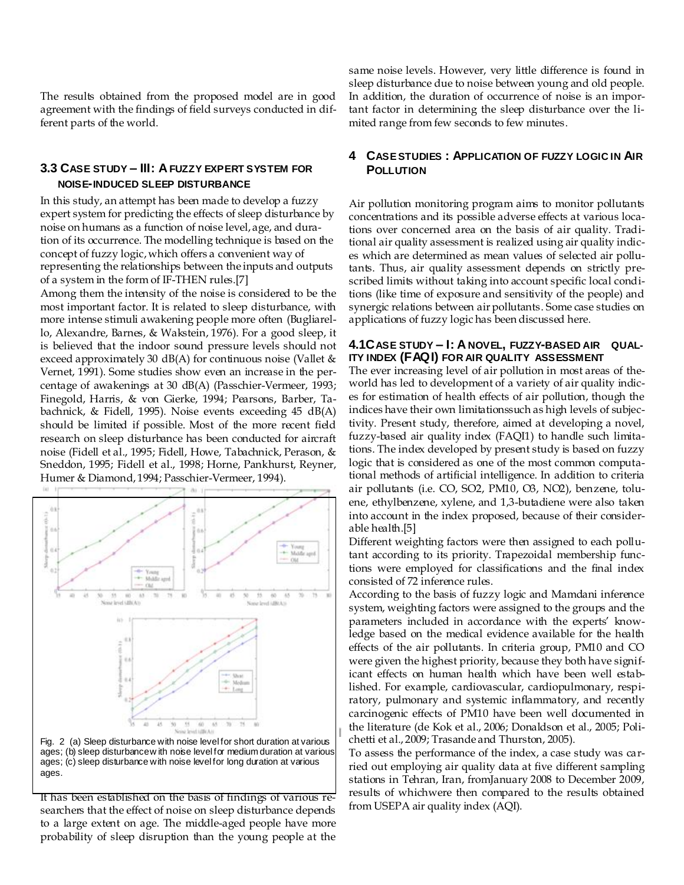The results obtained from the proposed model are in good agreement with the findings of field surveys conducted in different parts of the world.

### 3.3 Case study – III: A fuzzy expert system for noise-induced sleep disturbance

In this study, an attempt has been made to develop a fuzzy expert system for predicting the effects of sleep disturbance by noise on humans as a function of noise level, age, and duration of its occurrence. The modelling technique is based on the concept of fuzzy logic, which offers a convenient way of representing the relationships between the inputs and outputs of a system in the form of IF-THEN rules.[7]

Among them the intensity of the noise is considered to be the most important factor. It is related to sleep disturbance, with more intense stimuli awakening people more often (Bugliarello, Alexandre, Barnes, & Wakstein, 1976). For a good sleep, it is believed that the indoor sound pressure levels should not exceed approximately 30 dB(A) for continuous noise (Vallet & Vernet, 1991). Some studies show even an increase in the percentage of awakenings at 30 dB(A) (Passchier-Vermeer, 1993; Finegold, Harris, & von Gierke, 1994; Pearsons, Barber, Tabachnick, & Fidell, 1995). Noise events exceeding 45 dB(A) should be limited if possible. Most of the more recent field research on sleep disturbance has been conducted for aircraft noise (Fidell et al., 1995; Fidell, Howe, Tabachnick, Perason, & Sneddon, 1995; Fidell et al., 1998; Horne, Pankhurst, Reyner, Humer & Diamond, 1994; Passchier-Vermeer, 1994).

Fig. 2 (a) Sleep disturbance with noise level for short duration at various ages; (b) sleep disturbance with noise level for medium duration at various ages; (c) sleep disturbance with noise level for long duration at various ages.

It has been established on the basis of findings of various researchers that the effect of noise on sleep disturbance depends to a large extent on age. The middle-aged people have more probability of sleep disruption than the young people at the same noise levels. However, very little difference is found in sleep disturbance due to noise between young and old people. In addition, the duration of occurrence of noise is an important factor in determining the sleep disturbance over the limited range from few seconds to few minutes.

## 4 Case studies : Application of fuzzy logic in Air Pollution

Air pollution monitoring program aims to monitor pollutants concentrations and its possible adverse effects at various locations over concerned area on the basis of air quality. Traditional air quality assessment is realized using air quality indices which are determined as mean values of selected air pollutants. Thus, air quality assessment depends on strictly prescribed limits without taking into account specific local conditions (like time of exposure and sensitivity of the people) and synergic relations between air pollutants. Some case studies on applications of fuzzy logic has been discussed here.

### 4.1 Case study – I: A novel, fuzzy-based air quality index (FAQI) for air quality assessment

The ever increasing level of air pollution in most areas of the world has led to development of a variety of air quality indices for estimation of health effects of air pollution, though the indices have their own limitationssuch as high levels of subjectivity. Present study, therefore, aimed at developing a novel, fuzzy-based air quality index (FAQI1) to handle such limitations. The index developed by present study is based on fuzzy logic that is considered as one of the most common computational methods of artificial intelligence. In addition to criteria air pollutants (i.e. CO, $SO_2$, PM10, $O_3$, $NO_2$), benzene, toluene, ethylbenzene, xylene, and 1,3-butadiene were also taken into account in the index proposed, because of their considerable health.[5]

Different weighting factors were then assigned to each pollutant according to its priority. Trapezoidal membership functions were employed for classifications and the final index consisted of 72 inference rules.

According to the basis of fuzzy logic and Mamdani inference system, weighting factors were assigned to the groups and the parameters included in accordance with the experts' knowledge based on the medical evidence available for the health effects of the air pollutants. In criteria group, PM10 and CO were given the highest priority, because they both have significant effects on human health which have been well established. For example, cardiovascular, cardiopulmonary, respiratory, pulmonary and systemic inflammatory, and recently carcinogenic effects of PM10 have been well documented in the literature (de Kok et al., 2006; Donaldson et al., 2005; Polichetti et al., 2009; Trasande and Thurston, 2005).

To assess the performance of the index, a case study was carried out employing air quality data at five different sampling stations in Tehran, Iran, fromJanuary 2008 to December 2009, results of whichwere then compared to the results obtained from USEPA air quality index (AQI).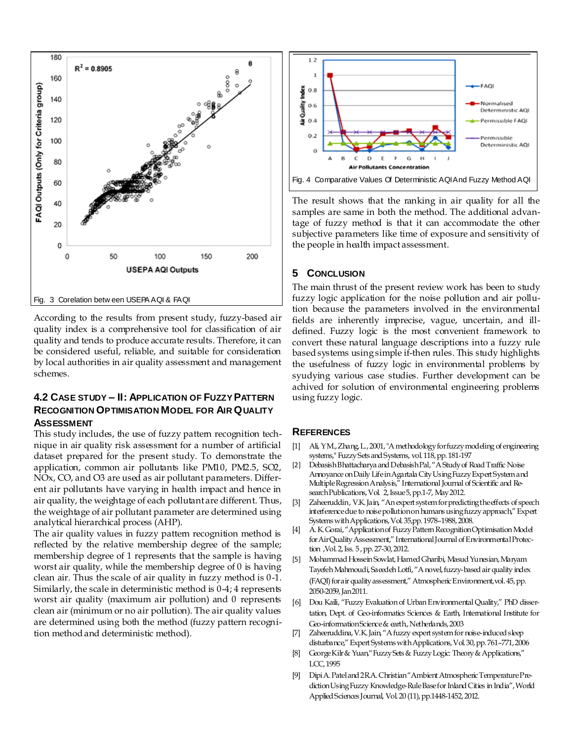Fig. 3 Corelation between USEPA AQI & FAQI

According to the results from present study, fuzzy-based air quality index is a comprehensive tool for classification of air quality and tends to produce accurate results. Therefore, it can be considered useful, reliable, and suitable for consideration by local authorities in air quality assessment and management schemes.

### 4.2 Case Study – II: Application of Fuzzy Pattern Recognition Optimisation Model for Air Quality Assessment

This study includes, the use of fuzzy pattern recognition technique in air quality risk assessment for a number of artificial dataset prepared for the present study. To demonstrate the application, common air pollutants like PM10, PM2.5, $SO_2$, $NO_x$, CO, and $O_3$ are used as air pollutant parameters. Different air pollutants have varying in health impact and hence in air quality, the weightage of each pollutant are different. Thus, the weightage of air pollutant parameter are determined using analytical hierarchical process (AHP).

The air quality values in fuzzy pattern recognition method is reflected by the relative membership degree of the sample; membership degree of 1 represents that the sample is having worst air quality, while the membership degree of 0 is having clean air. Thus the scale of air quality in fuzzy method is 0-1. Similarly, the scale in deterministic method is 0-4; 4 represents worst air quality (maximum air pollution) and 0 represents clean air (minimum or no air pollution). The air quality values are determined using both the method (fuzzy pattern recognition method and deterministic method).

Fig. 4 Comparative Values Of Deterministic AQI And Fuzzy Method AQI

The result shows that the ranking in air quality for all the samples are same in both the method. The additional advantage of fuzzy method is that it can accommodate the other subjective parameters like time of exposure and sensitivity of the people in health impact assessment.

## 5 Conclusion

The main thrust of the present review work has been to study fuzzy logic application for the noise pollution and air pollution because the parameters involved in the environmental fields are inherently imprecise, vague, uncertain, and ill-defined. Fuzzy logic is the most convenient framework to convert these natural language descriptions into a fuzzy rule based systems using simple if-then rules. This study highlights the usefulness of fuzzy logic in environmental problems by syudying various case studies. Further development can be achived for solution of environmental engineering problems using fuzzy logic.

## References

[1] Ali, Y.M., Zhang, L., 2001, "A methodology for fuzzy modeling of engineering systems," Fuzzy Sets and Systems, vol. 118, pp. 181-197

[2] Debasish Bhattacharya and Debasish Pal, "A Study of Road Traffic Noise Annoyance on Daily Life in Agartala City Using Fuzzy Expert System and Multiple Regression Analysis," International Journal of Scientific and Research Publications, Vol. 2, Issue 5, pp.1-7, May 2012.

[3] Zaheeruddin, V.K. Jain, "An expert system for predicting the effects of speech interference due to noise pollution on humans using fuzzy approach," Expert Systems with Applications, Vol. 35, pp. 1978–1988, 2008.

[4] A. K. Gorai, "Application of Fuzzy Pattern Recognition Optimisation Model for Air Quality Assessment," International Journal of Environmental Protection, Vol. 2, Iss. 5, pp. 27-30, 2012.

[5] Mohammad Hossein Sowlat, Hamed Gharibi, Masud Yunesian, Maryam Tayefeh Mahmoudi, Saeedeh Lotfi, "A novel, fuzzy-based air quality index (FAQI) for air quality assessment," Atmospheric Environment, vol. 45, pp. 2050-2059, Jan 2011.

[6] Dou Kaili, "Fuzzy Evaluation of Urban Environmental Quality," PhD dissertation, Dept. of Geo-informatics Sciences & Earth, International Institute for Geo-information Science & earth, Netherlands, 2003

[7] Zaheeruddin, V.K. Jain, "A fuzzy expert system for noise-induced sleep disturbance," Expert Systems with Applications, Vol. 30, pp. 761–771, 2006

[8] George Kilr & Yuan, "Fuzzy Sets & Fuzzy Logic: Theory & Applications," LCC, 1995

[9] Dipi A. Patel and 2R.A. Christian "Ambient Atmospheric Temperature Prediction Using Fuzzy Knowledge-Rule Base for Inland Cities in India", World Applied Sciences Journal, Vol. 20 (11), pp.1448-1452, 2012.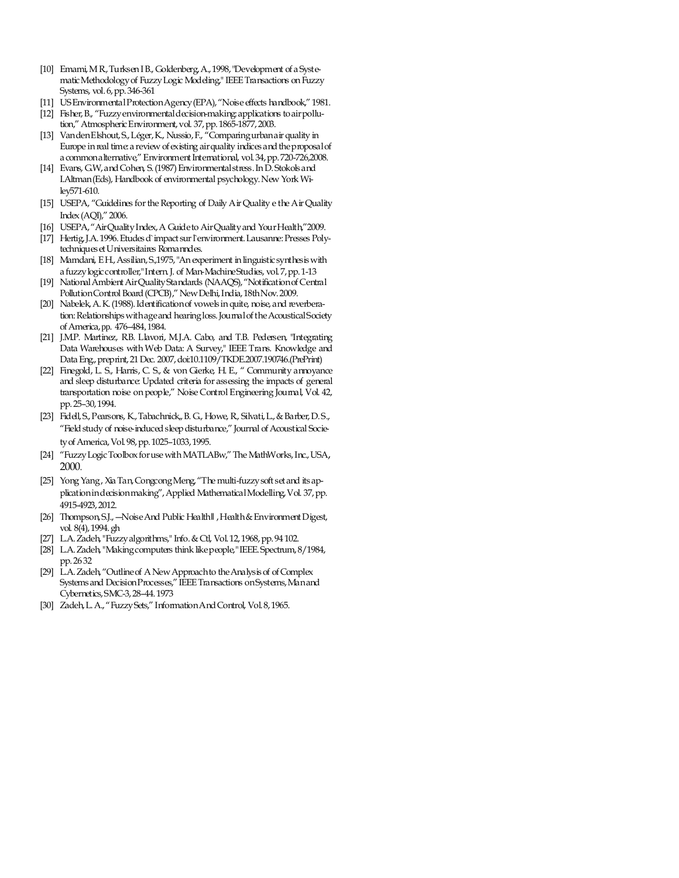[10] Emami, M R., Turksen I B., Goldenberg, A., 1998, "Development of a Systematic Methodology of Fuzzy Logic Modeling," IEEE Transactions on Fuzzy Systems, vol. 6, pp. 346-361

[11] US Environmental Protection Agency (EPA), "Noise effects handbook," 1981.

[12] Fisher, B., "Fuzzy environmental decision-making: applications to air pollution," Atmospheric Environment, vol. 37, pp. 1865-1877, 2003.

[13] Van den Elshout, S., Léger, K., Nussio, F., "Comparing urban air quality in Europe in real time: a review of existing air quality indices and the proposal of a common alternative," Environment International, vol. 34, pp. 720-726,2008.

[14] Evans, G.W, and Cohen, S. (1987) Environmental stress. In D. Stokols and I.Altman (Eds), Handbook of environmental psychology. New York Wiley571-610.

[15] USEPA, "Guidelines for the Reporting of Daily Air Quality e the Air Quality Index (AQI)," 2006.

[16] USEPA, "Air Quality Index, A Guide to Air Quality and Your Health,"2009.

[17] Hertig, J.A. 1996. Etudes d`impact sur l`environment. Lausanne: Presses Polytechniques et Universitaires Romanndes.

[18] Mamdani, E H., Assilian, S.,1975, "An experiment in linguistic synthesis with a fuzzy logic controller," Intern. J. of Man-Machine Studies, vol. 7, pp. 1-13

[19] National Ambient Air Quality Standards (NAAQS), "Notification of Central Pollution Control Board (CPCB)," New Delhi, India, 18th Nov. 2009.

[20] Nabelek, A. K. (1988). Identification of vowels in quite, noise, and reverberation: Relationships with age and hearing loss. Journal of the Acoustical Society of America, pp. 476–484, 1984.

[21] J.M.P. Martinez, R.B. Llavori, M.J.A. Cabo, and T.B. Pedersen, "Integrating Data Warehouses with Web Data: A Survey," IEEE Trans. Knowledge and Data Eng., preprint, 21 Dec. 2007, doi:10.1109/TKDE.2007.190746.(PrePrint)

[22] Finegold, L. S., Harris, C. S., & von Gierke, H. E., " Community annoyance and sleep disturbance: Updated criteria for assessing the impacts of general transportation noise on people," Noise Control Engineering Journal, Vol. 42, pp. 25–30, 1994.

[23] Fidell, S., Pearsons, K., Tabachnick,, B. G., Howe, R., Silvati, L., & Barber, D. S., "Field study of noise-induced sleep disturbance," Journal of Acoustical Society of America, Vol. 98, pp. 1025–1033, 1995.

[24] "Fuzzy Logic Toolbox for use with MATLABw," The MathWorks, Inc., USA, 2000.

[25] Yong Yang , Xia Tan, Congcong Meng, "The multi-fuzzy soft set and its application in decision making", Applied Mathematical Modelling, Vol. 37, pp. 4915-4923, 2012.

[26] Thompson, S.J., ―Noise And Public Health‖, Health & Environment Digest, vol. 8(4), 1994. gh

[27] L.A. Zadeh, "Fuzzy algorithms," Info. & Ctl, Vol. 12, 1968, pp. 94 102.

[28] L.A. Zadeh, "Making computers think like people," IEEE. Spectrum, 8/1984, pp. 26 32

[29] L.A. Zadeh, "Outline of A New Approach to the Analysis of of Complex Systems and Decision Processes," IEEE Transactions on Systems, Man and Cybernetics, SMC-3, 28–44. 1973

[30] Zadeh, L. A., "Fuzzy Sets," Information And Control, Vol. 8, 1965.